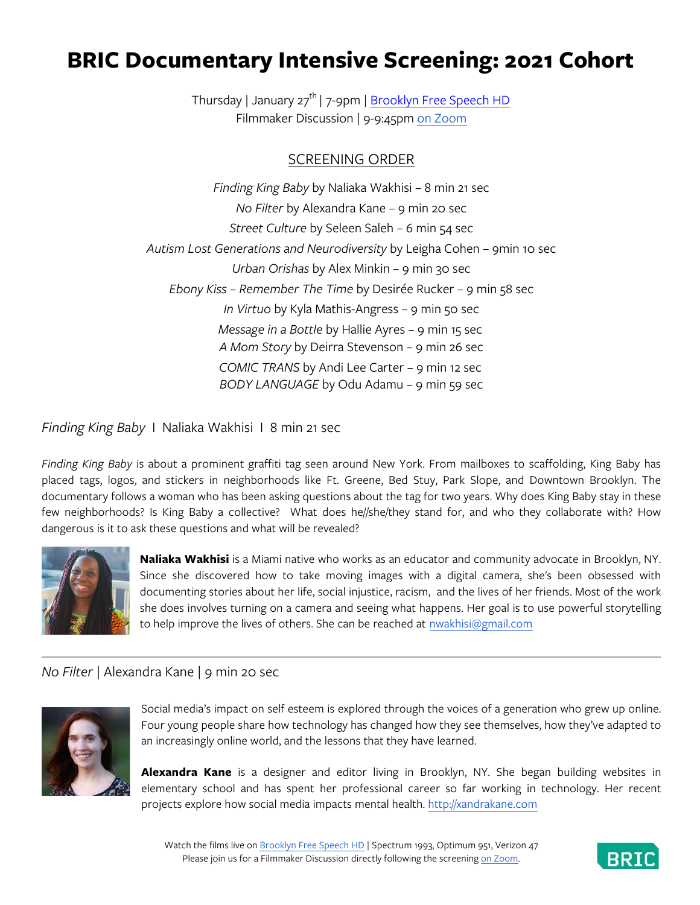# BRIC Documentary Intensive Screening: 2021 Cohort

Thursday | January 27th | 7-9pm | [Brooklyn Free Speech HD]
Filmmaker Discussion | 9-9:45pm [on Zoom]

## SCREENING ORDER

*Finding King Baby* by Naliaka Wakhisi – 8 min 21 sec
*No Filter* by Alexandra Kane – 9 min 20 sec
*Street Culture* by Seleen Saleh – 6 min 54 sec
*Autism Lost Generations and Neurodiversity* by Leigha Cohen – 9min 10 sec
*Urban Orishas* by Alex Minkin – 9 min 30 sec
*Ebony Kiss – Remember The Time* by Desirée Rucker – 9 min 58 sec
*In Virtuo* by Kyla Mathis-Angress – 9 min 50 sec
*Message in a Bottle* by Hallie Ayres – 9 min 15 sec
*A Mom Story* by Deirra Stevenson – 9 min 26 sec
*COMIC TRANS* by Andi Lee Carter – 9 min 12 sec
*BODY LANGUAGE* by Odu Adamu – 9 min 59 sec

### *Finding King Baby* I Naliaka Wakhisi I 8 min 21 sec

*Finding King Baby* is about a prominent graffiti tag seen around New York. From mailboxes to scaffolding, King Baby has placed tags, logos, and stickers in neighborhoods like Ft. Greene, Bed Stuy, Park Slope, and Downtown Brooklyn. The documentary follows a woman who has been asking questions about the tag for two years. Why does King Baby stay in these few neighborhoods? Is King Baby a collective? What does he//she/they stand for, and who they collaborate with? How dangerous is it to ask these questions and what will be revealed?

**Naliaka Wakhisi** is a Miami native who works as an educator and community advocate in Brooklyn, NY. Since she discovered how to take moving images with a digital camera, she's been obsessed with documenting stories about her life, social injustice, racism, and the lives of her friends. Most of the work she does involves turning on a camera and seeing what happens. Her goal is to use powerful storytelling to help improve the lives of others. She can be reached at nwakhisi@gmail.com

---

### *No Filter* | Alexandra Kane | 9 min 20 sec

Social media's impact on self esteem is explored through the voices of a generation who grew up online. Four young people share how technology has changed how they see themselves, how they've adapted to an increasingly online world, and the lessons that they have learned.

**Alexandra Kane** is a designer and editor living in Brooklyn, NY. She began building websites in elementary school and has spent her professional career so far working in technology. Her recent projects explore how social media impacts mental health. http://xandrakane.com

Watch the films live on Brooklyn Free Speech HD | Spectrum 1993, Optimum 951, Verizon 47
Please join us for a Filmmaker Discussion directly following the screening on Zoom.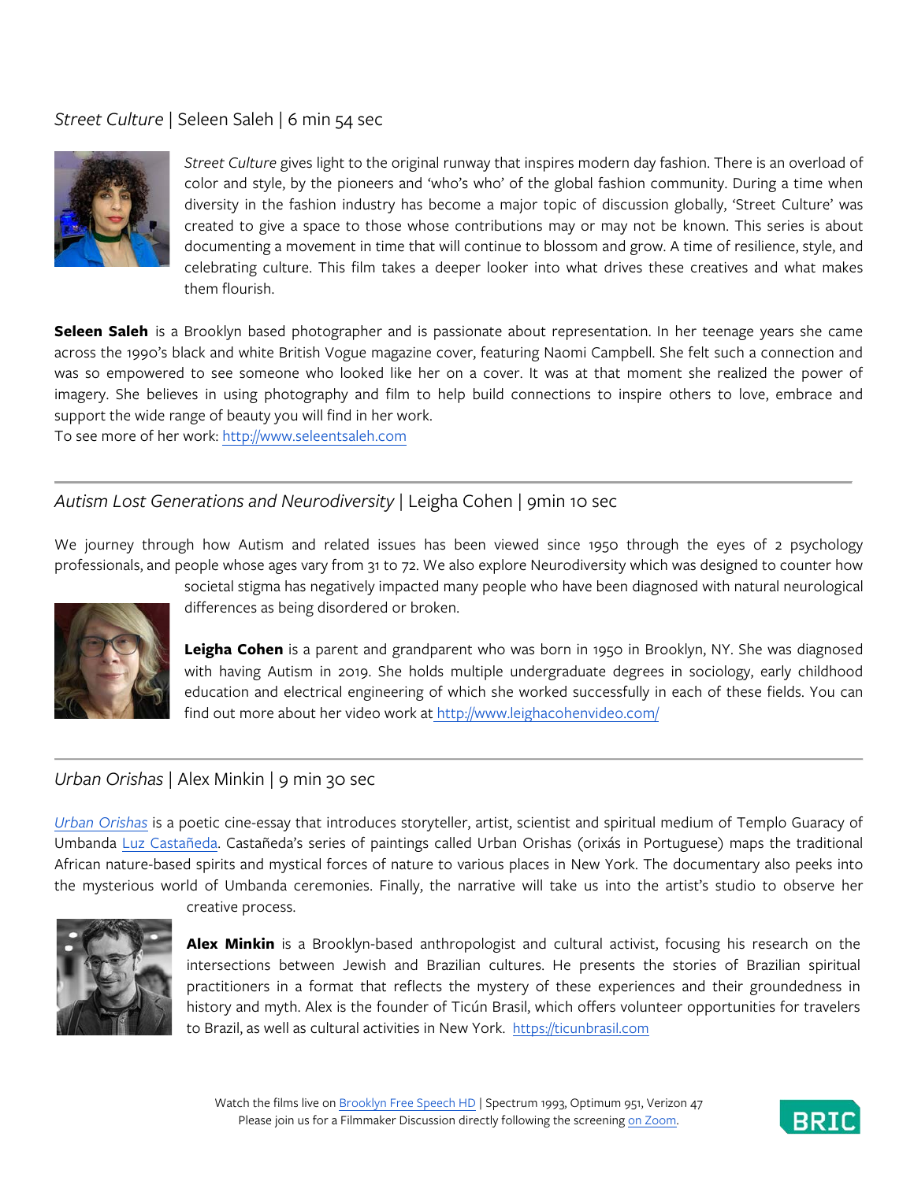### *Street Culture* | Seleen Saleh | 6 min 54 sec

*Street Culture* gives light to the original runway that inspires modern day fashion. There is an overload of color and style, by the pioneers and 'who's who' of the global fashion community. During a time when diversity in the fashion industry has become a major topic of discussion globally, 'Street Culture' was created to give a space to those whose contributions may or may not be known. This series is about documenting a movement in time that will continue to blossom and grow. A time of resilience, style, and celebrating culture. This film takes a deeper looker into what drives these creatives and what makes them flourish.

**Seleen Saleh** is a Brooklyn based photographer and is passionate about representation. In her teenage years she came across the 1990's black and white British Vogue magazine cover, featuring Naomi Campbell. She felt such a connection and was so empowered to see someone who looked like her on a cover. It was at that moment she realized the power of imagery. She believes in using photography and film to help build connections to inspire others to love, embrace and support the wide range of beauty you will find in her work.
To see more of her work: [http://www.seleentsaleh.com](http://www.seleentsaleh.com)

---

### *Autism Lost Generations and Neurodiversity* | Leigha Cohen | 9min 10 sec

We journey through how Autism and related issues has been viewed since 1950 through the eyes of 2 psychology professionals, and people whose ages vary from 31 to 72. We also explore Neurodiversity which was designed to counter how societal stigma has negatively impacted many people who have been diagnosed with natural neurological differences as being disordered or broken.

**Leigha Cohen** is a parent and grandparent who was born in 1950 in Brooklyn, NY. She was diagnosed with having Autism in 2019. She holds multiple undergraduate degrees in sociology, early childhood education and electrical engineering of which she worked successfully in each of these fields. You can find out more about her video work at [http://www.leighacohenvideo.com/](http://www.leighacohenvideo.com/)

---

### *Urban Orishas* | Alex Minkin | 9 min 30 sec

[*Urban Orishas*]() is a poetic cine-essay that introduces storyteller, artist, scientist and spiritual medium of Templo Guaracy of Umbanda [Luz Castañeda](). Castañeda's series of paintings called Urban Orishas (orixás in Portuguese) maps the traditional African nature-based spirits and mystical forces of nature to various places in New York. The documentary also peeks into the mysterious world of Umbanda ceremonies. Finally, the narrative will take us into the artist's studio to observe her creative process.

**Alex Minkin** is a Brooklyn-based anthropologist and cultural activist, focusing his research on the intersections between Jewish and Brazilian cultures. He presents the stories of Brazilian spiritual practitioners in a format that reflects the mystery of these experiences and their groundedness in history and myth. Alex is the founder of Ticún Brasil, which offers volunteer opportunities for travelers to Brazil, as well as cultural activities in New York. [https://ticunbrasil.com](https://ticunbrasil.com)

Watch the films live on [Brooklyn Free Speech HD]() | Spectrum 1993, Optimum 951, Verizon 47
Please join us for a Filmmaker Discussion directly following the screening [on Zoom]().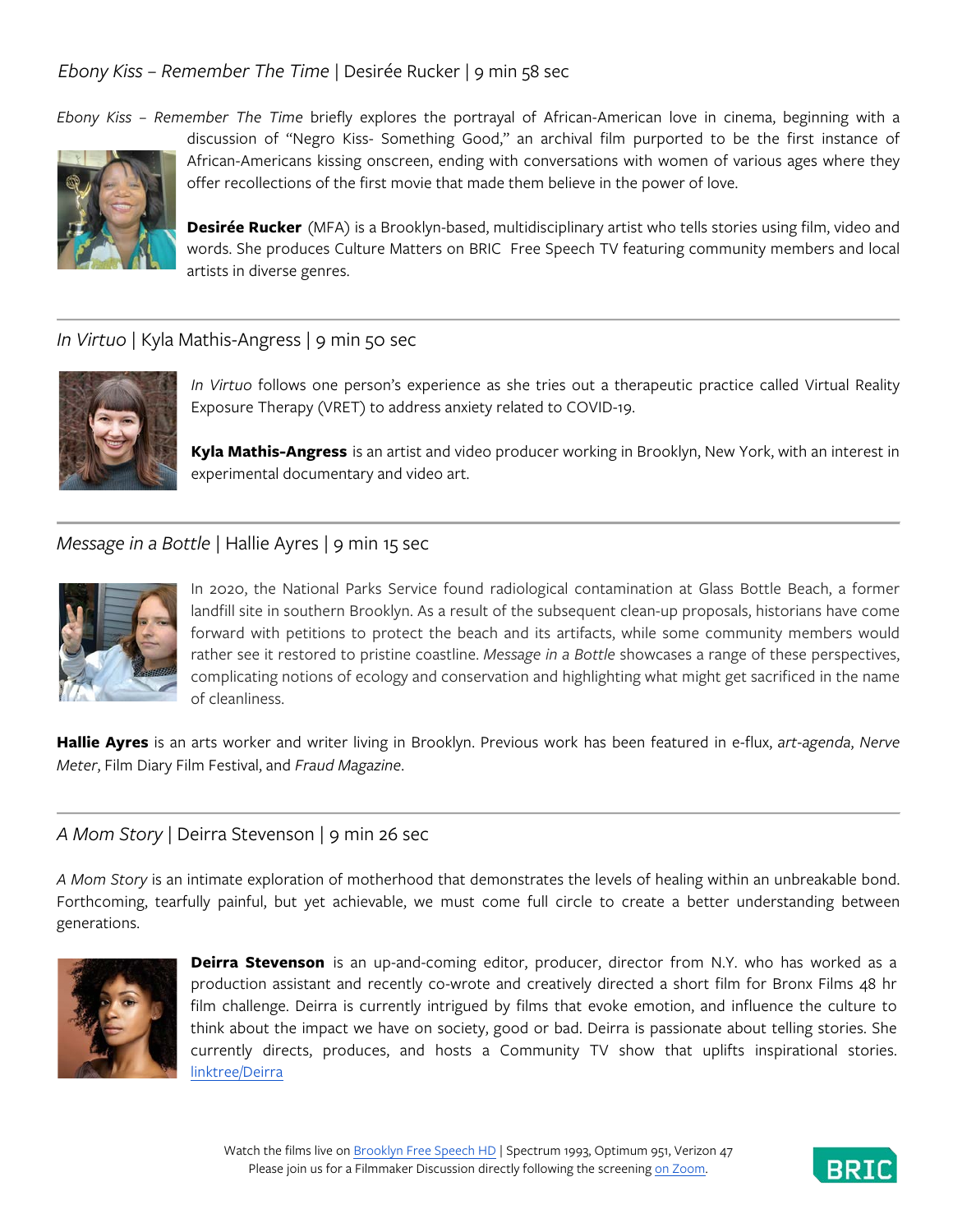## *Ebony Kiss – Remember The Time* | Desirée Rucker | 9 min 58 sec

*Ebony Kiss – Remember The Time* briefly explores the portrayal of African-American love in cinema, beginning with a discussion of "Negro Kiss- Something Good," an archival film purported to be the first instance of African-Americans kissing onscreen, ending with conversations with women of various ages where they offer recollections of the first movie that made them believe in the power of love.

**Desirée Rucker** (MFA) is a Brooklyn-based, multidisciplinary artist who tells stories using film, video and words. She produces Culture Matters on BRIC Free Speech TV featuring community members and local artists in diverse genres.

---

## *In Virtuo* | Kyla Mathis-Angress | 9 min 50 sec

*In Virtuo* follows one person's experience as she tries out a therapeutic practice called Virtual Reality Exposure Therapy (VRET) to address anxiety related to COVID-19.

**Kyla Mathis-Angress** is an artist and video producer working in Brooklyn, New York, with an interest in experimental documentary and video art.

---

## *Message in a Bottle* | Hallie Ayres | 9 min 15 sec

In 2020, the National Parks Service found radiological contamination at Glass Bottle Beach, a former landfill site in southern Brooklyn. As a result of the subsequent clean-up proposals, historians have come forward with petitions to protect the beach and its artifacts, while some community members would rather see it restored to pristine coastline. *Message in a Bottle* showcases a range of these perspectives, complicating notions of ecology and conservation and highlighting what might get sacrificed in the name of cleanliness.

**Hallie Ayres** is an arts worker and writer living in Brooklyn. Previous work has been featured in e-flux, *art-agenda*, *Nerve Meter*, Film Diary Film Festival, and *Fraud Magazine*.

---

## *A Mom Story* | Deirra Stevenson | 9 min 26 sec

*A Mom Story* is an intimate exploration of motherhood that demonstrates the levels of healing within an unbreakable bond. Forthcoming, tearfully painful, but yet achievable, we must come full circle to create a better understanding between generations.

**Deirra Stevenson** is an up-and-coming editor, producer, director from N.Y. who has worked as a production assistant and recently co-wrote and creatively directed a short film for Bronx Films 48 hr film challenge. Deirra is currently intrigued by films that evoke emotion, and influence the culture to think about the impact we have on society, good or bad. Deirra is passionate about telling stories. She currently directs, produces, and hosts a Community TV show that uplifts inspirational stories. [linktree/Deirra](linktree/Deirra)

Watch the films live on [Brooklyn Free Speech HD](Brooklyn Free Speech HD) | Spectrum 1993, Optimum 951, Verizon 47
Please join us for a Filmmaker Discussion directly following the screening [on Zoom](on Zoom).

BRIC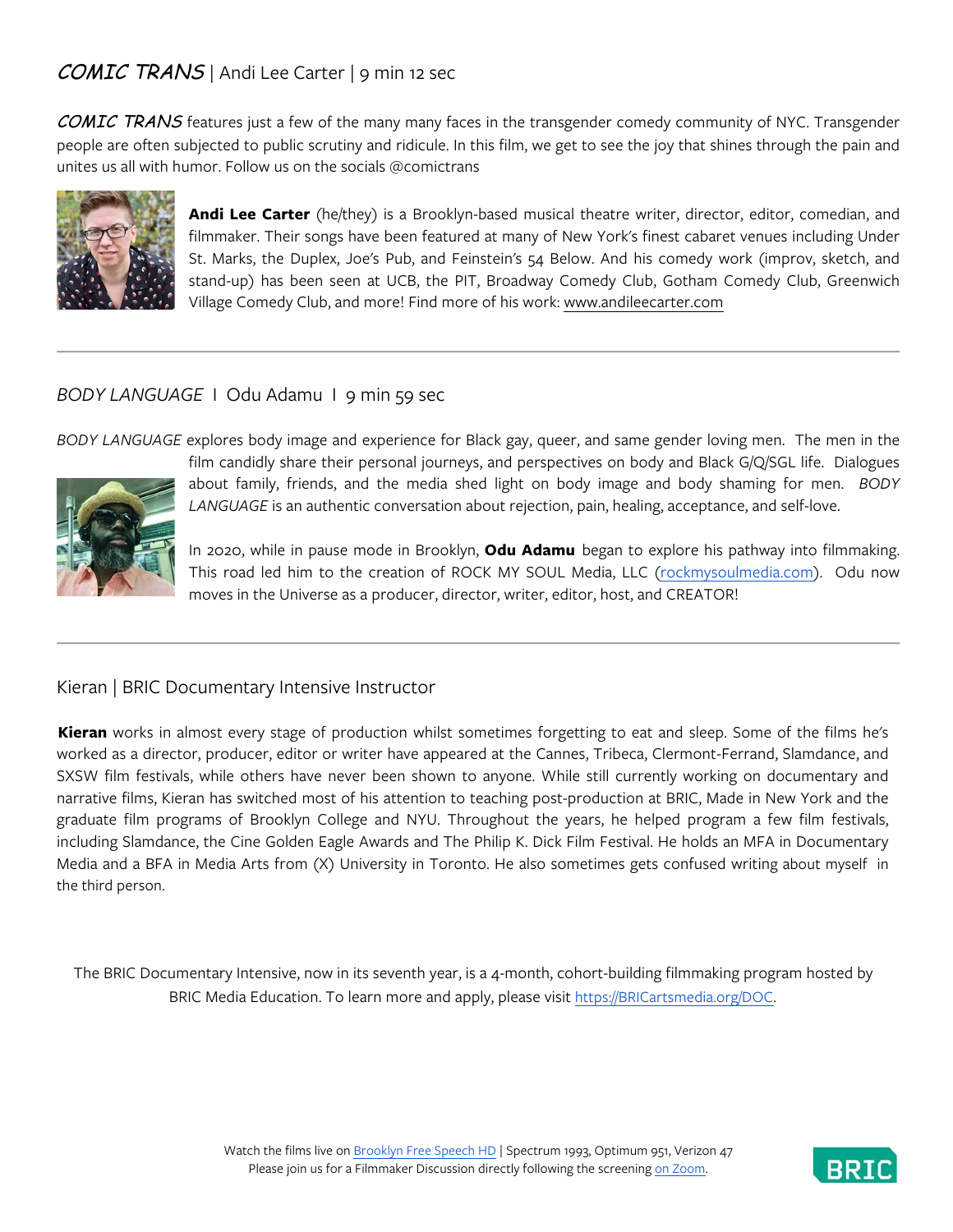## *COMIC TRANS* | Andi Lee Carter | 9 min 12 sec

***COMIC TRANS*** features just a few of the many many faces in the transgender comedy community of NYC. Transgender people are often subjected to public scrutiny and ridicule. In this film, we get to see the joy that shines through the pain and unites us all with humor. Follow us on the socials @comictrans

**Andi Lee Carter** (he/they) is a Brooklyn-based musical theatre writer, director, editor, comedian, and filmmaker. Their songs have been featured at many of New York's finest cabaret venues including Under St. Marks, the Duplex, Joe's Pub, and Feinstein's 54 Below. And his comedy work (improv, sketch, and stand-up) has been seen at UCB, the PIT, Broadway Comedy Club, Gotham Comedy Club, Greenwich Village Comedy Club, and more! Find more of his work: www.andileecarter.com

---

## *BODY LANGUAGE* I Odu Adamu I 9 min 59 sec

*BODY LANGUAGE* explores body image and experience for Black gay, queer, and same gender loving men. The men in the film candidly share their personal journeys, and perspectives on body and Black G/Q/SGL life. Dialogues about family, friends, and the media shed light on body image and body shaming for men. *BODY LANGUAGE* is an authentic conversation about rejection, pain, healing, acceptance, and self-love.

In 2020, while in pause mode in Brooklyn, **Odu Adamu** began to explore his pathway into filmmaking. This road led him to the creation of ROCK MY SOUL Media, LLC (rockmysoulmedia.com). Odu now moves in the Universe as a producer, director, writer, editor, host, and CREATOR!

---

## Kieran | BRIC Documentary Intensive Instructor

**Kieran** works in almost every stage of production whilst sometimes forgetting to eat and sleep. Some of the films he's worked as a director, producer, editor or writer have appeared at the Cannes, Tribeca, Clermont-Ferrand, Slamdance, and SXSW film festivals, while others have never been shown to anyone. While still currently working on documentary and narrative films, Kieran has switched most of his attention to teaching post-production at BRIC, Made in New York and the graduate film programs of Brooklyn College and NYU. Throughout the years, he helped program a few film festivals, including Slamdance, the Cine Golden Eagle Awards and The Philip K. Dick Film Festival. He holds an MFA in Documentary Media and a BFA in Media Arts from (X) University in Toronto. He also sometimes gets confused writing about myself in the third person.

The BRIC Documentary Intensive, now in its seventh year, is a 4-month, cohort-building filmmaking program hosted by BRIC Media Education. To learn more and apply, please visit https://BRICartsmedia.org/DOC.

Watch the films live on Brooklyn Free Speech HD | Spectrum 1993, Optimum 951, Verizon 47
Please join us for a Filmmaker Discussion directly following the screening on Zoom.

BRIC